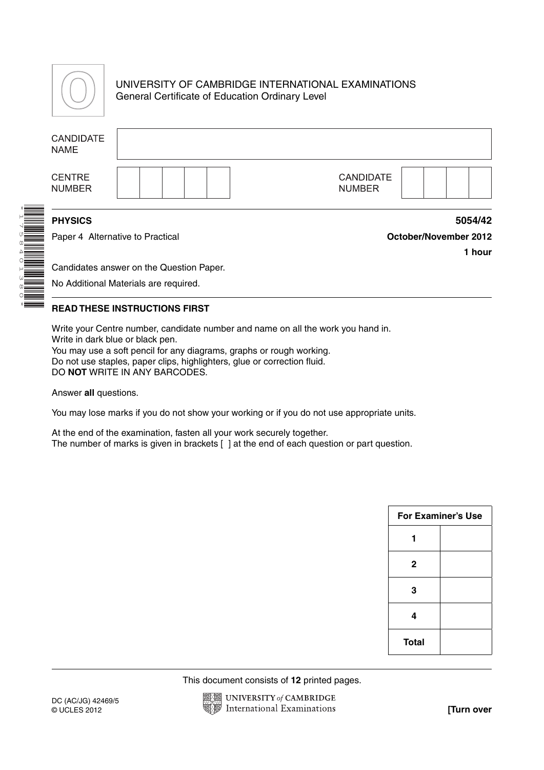UNIVERSITY OF CAMBRIDGE INTERNATIONAL EXAMINATIONS
General Certificate of Education Ordinary Level

| CANDIDATE NAME | |
|---|---|

| CENTRE NUMBER | | | | | | CANDIDATE NUMBER | | | | |
|---|---|---|---|---|---|---|---|---|---|---|

**PHYSICS** **5054/42**

Paper 4 Alternative to Practical **October/November 2012**

**1 hour**

Candidates answer on the Question Paper.

No Additional Materials are required.

**READ THESE INSTRUCTIONS FIRST**

Write your Centre number, candidate number and name on all the work you hand in.
Write in dark blue or black pen.
You may use a soft pencil for any diagrams, graphs or rough working.
Do not use staples, paper clips, highlighters, glue or correction fluid.
DO **NOT** WRITE IN ANY BARCODES.

Answer **all** questions.

You may lose marks if you do not show your working or if you do not use appropriate units.

At the end of the examination, fasten all your work securely together.
The number of marks is given in brackets [ ] at the end of each question or part question.

| For Examiner's Use | |
|---|---|
| 1 | |
| 2 | |
| 3 | |
| 4 | |
| Total | |

This document consists of **12** printed pages.

DC (AC/JG) 42469/5
© UCLES 2012

**[Turn over**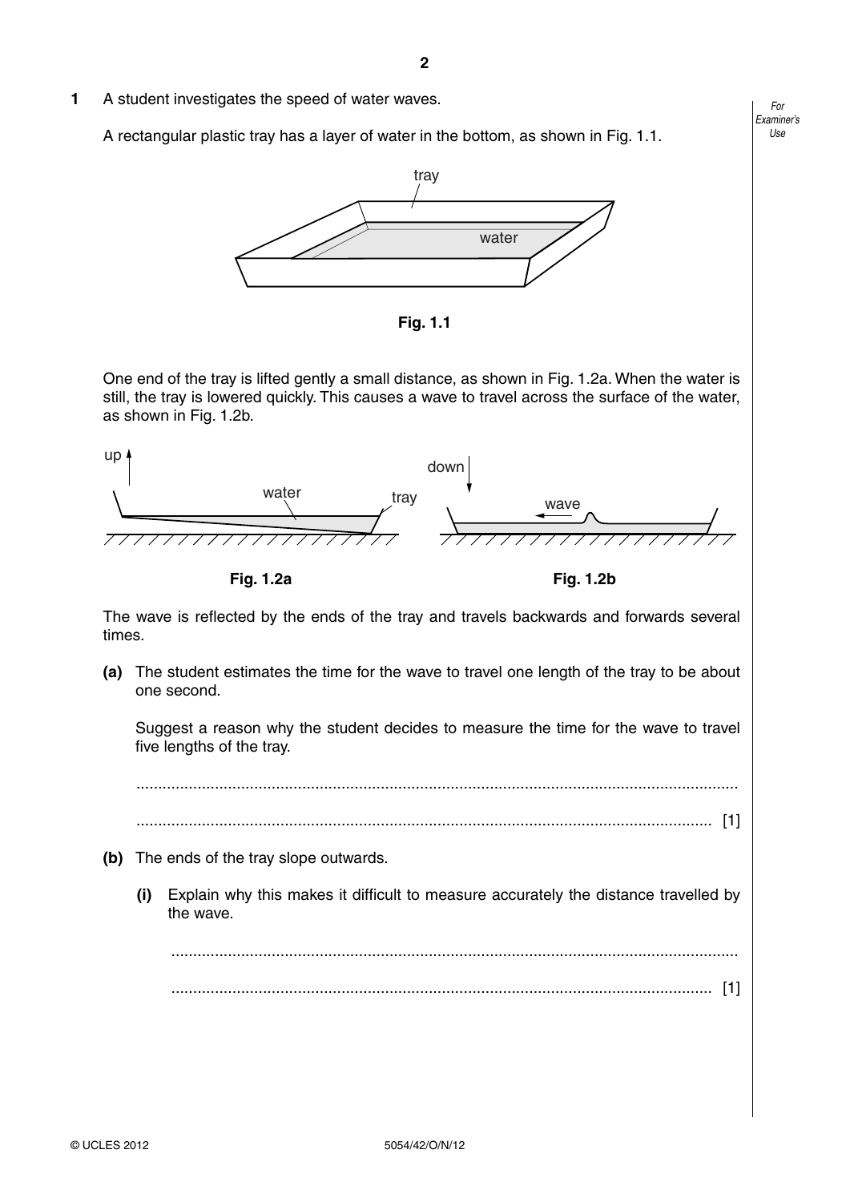**1** A student investigates the speed of water waves.

A rectangular plastic tray has a layer of water in the bottom, as shown in Fig. 1.1.

**Fig. 1.1**

One end of the tray is lifted gently a small distance, as shown in Fig. 1.2a. When the water is still, the tray is lowered quickly. This causes a wave to travel across the surface of the water, as shown in Fig. 1.2b.

**Fig. 1.2a** **Fig. 1.2b**

The wave is reflected by the ends of the tray and travels backwards and forwards several times.

**(a)** The student estimates the time for the wave to travel one length of the tray to be about one second.

Suggest a reason why the student decides to measure the time for the wave to travel five lengths of the tray.

.......................................................................................................................................

....................................................................................................................................... [1]

**(b)** The ends of the tray slope outwards.

**(i)** Explain why this makes it difficult to measure accurately the distance travelled by the wave.

.......................................................................................................................................

....................................................................................................................................... [1]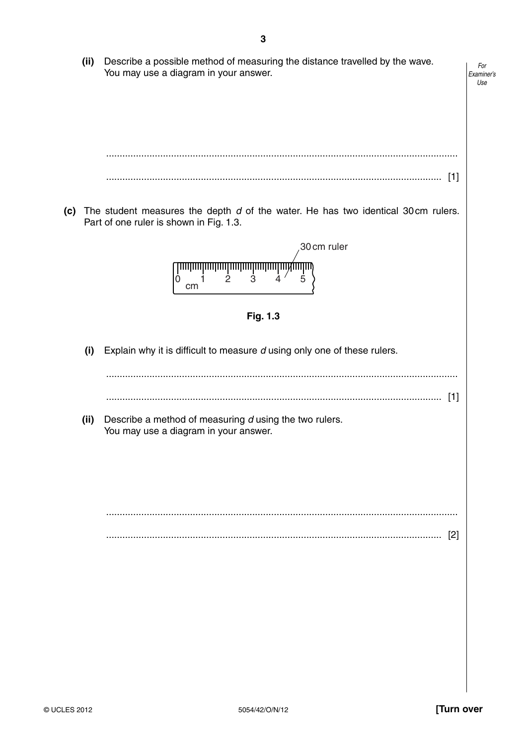(ii) Describe a possible method of measuring the distance travelled by the wave.
You may use a diagram in your answer.

..........................................................................................................................

.................................................................................................................... [1]

**(c)** The student measures the depth $d$ of the water. He has two identical 30 cm rulers. Part of one ruler is shown in Fig. 1.3.

**Fig. 1.3**

**(i)** Explain why it is difficult to measure $d$ using only one of these rulers.

..........................................................................................................................

.................................................................................................................... [1]

**(ii)** Describe a method of measuring $d$ using the two rulers.
You may use a diagram in your answer.

..........................................................................................................................

.................................................................................................................... [2]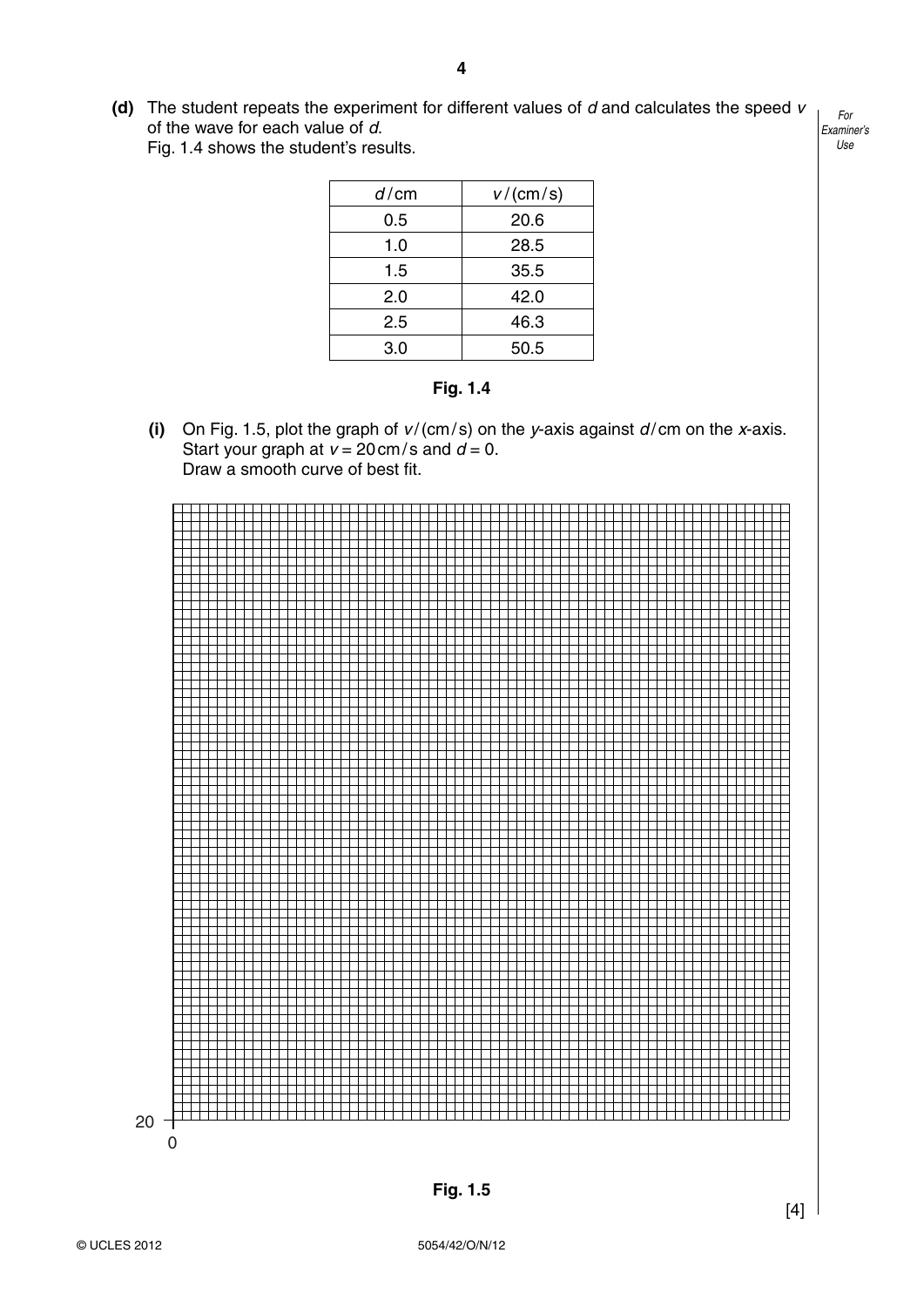**(d)** The student repeats the experiment for different values of $d$ and calculates the speed $v$ of the wave for each value of $d$.
Fig. 1.4 shows the student's results.

| $d$ / cm | $v$ / (cm / s) |
|---|---|
| 0.5 | 20.6 |
| 1.0 | 28.5 |
| 1.5 | 35.5 |
| 2.0 | 42.0 |
| 2.5 | 46.3 |
| 3.0 | 50.5 |

**Fig. 1.4**

**(i)** On Fig. 1.5, plot the graph of $v$ / (cm / s) on the $y$-axis against $d$ / cm on the $x$-axis.
Start your graph at $v$ = 20 cm / s and $d$ = 0.
Draw a smooth curve of best fit.

20

0

**Fig. 1.5**

[4]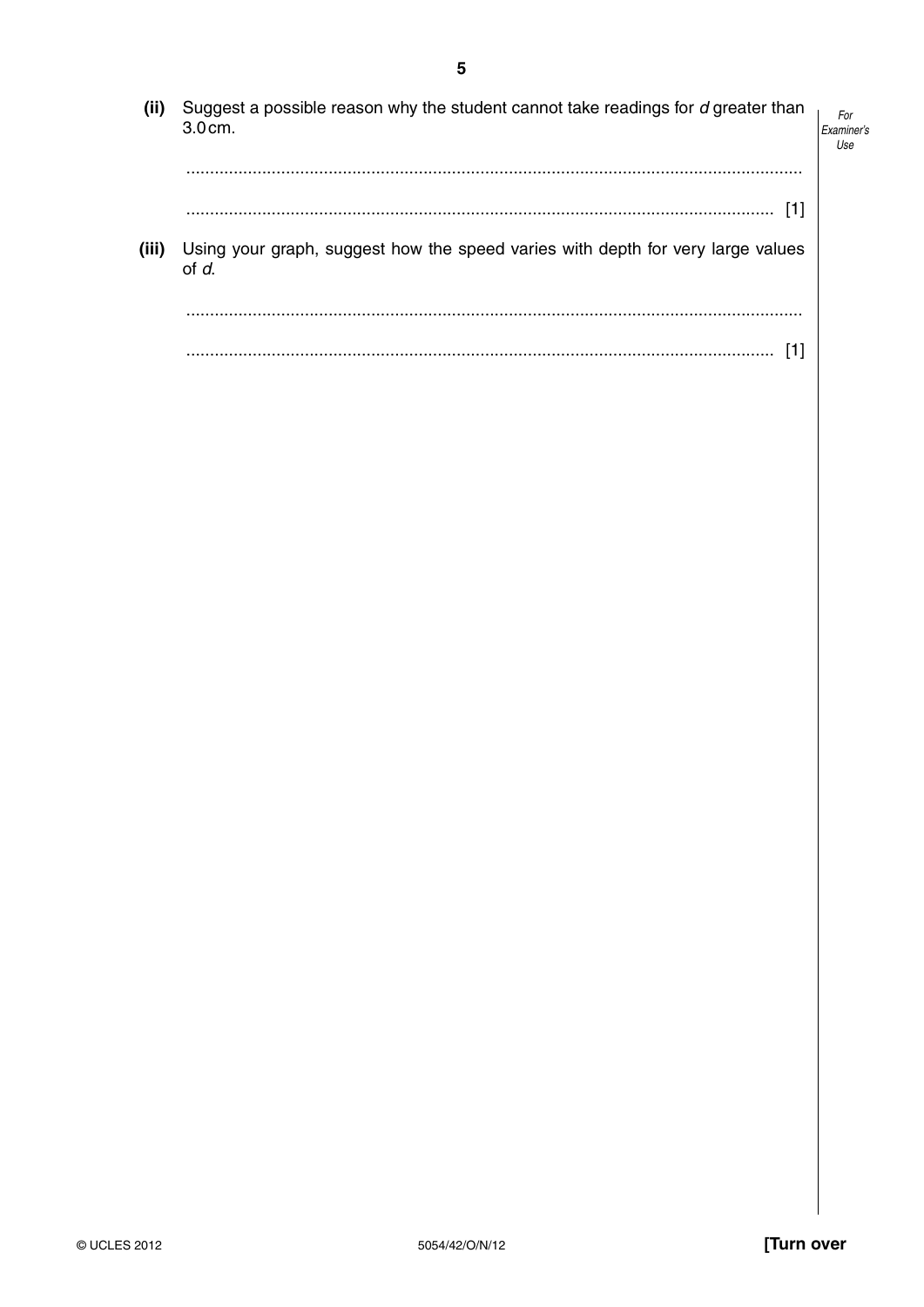**(ii)** Suggest a possible reason why the student cannot take readings for $d$ greater than 3.0 cm.

.................................................................................................................................

.......................................................................................................................... [1]

**(iii)** Using your graph, suggest how the speed varies with depth for very large values of $d$.

.................................................................................................................................

.......................................................................................................................... [1]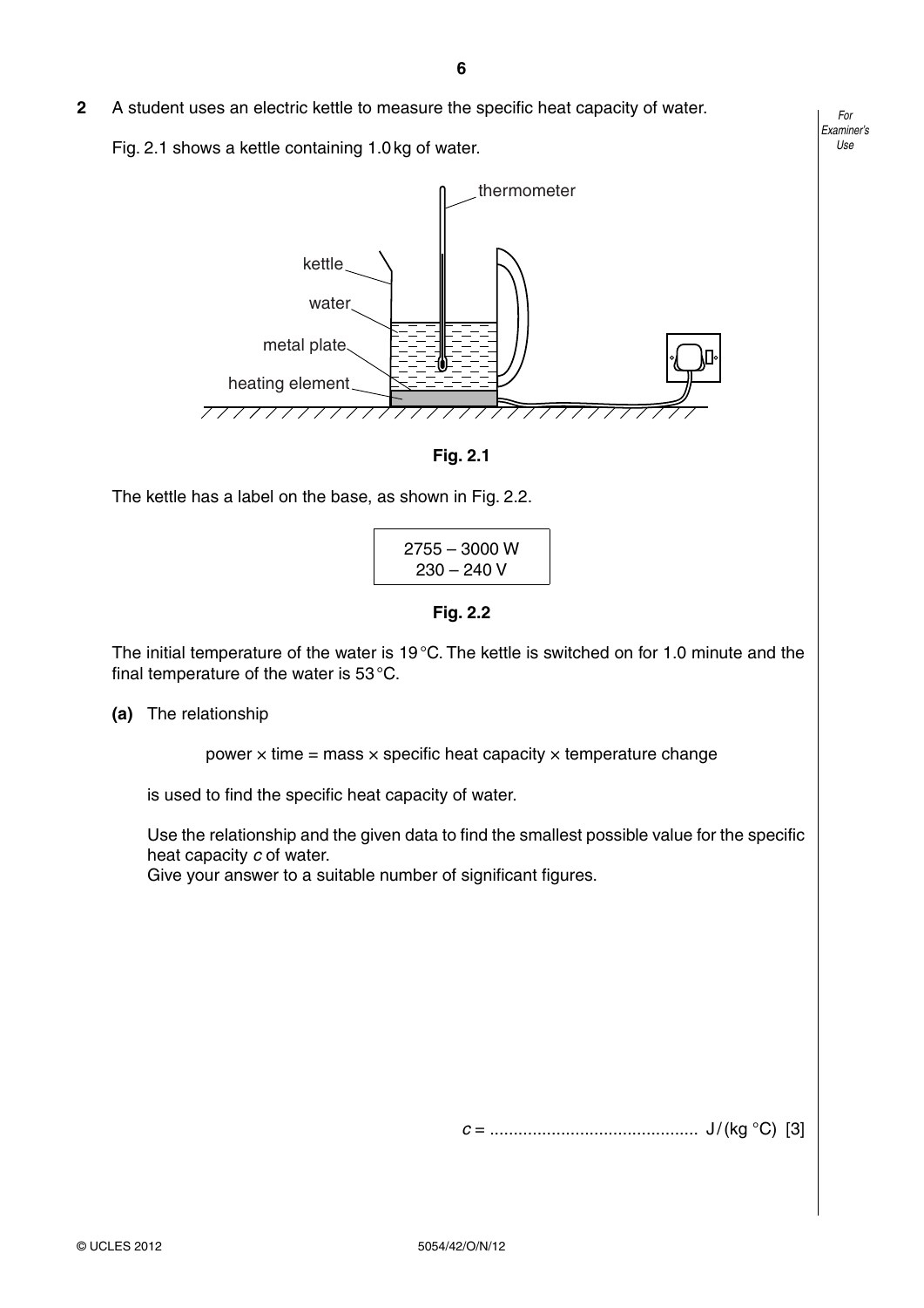**2** A student uses an electric kettle to measure the specific heat capacity of water.

Fig. 2.1 shows a kettle containing 1.0 kg of water.

**Fig. 2.1**

The kettle has a label on the base, as shown in Fig. 2.2.

| 2755 – 3000 W<br>230 – 240 V |
|---|

**Fig. 2.2**

The initial temperature of the water is 19 °C. The kettle is switched on for 1.0 minute and the final temperature of the water is 53 °C.

**(a)** The relationship

power × time = mass × specific heat capacity × temperature change

is used to find the specific heat capacity of water.

Use the relationship and the given data to find the smallest possible value for the specific heat capacity *c* of water.
Give your answer to a suitable number of significant figures.

*c* = ............................................ J / (kg °C) [3]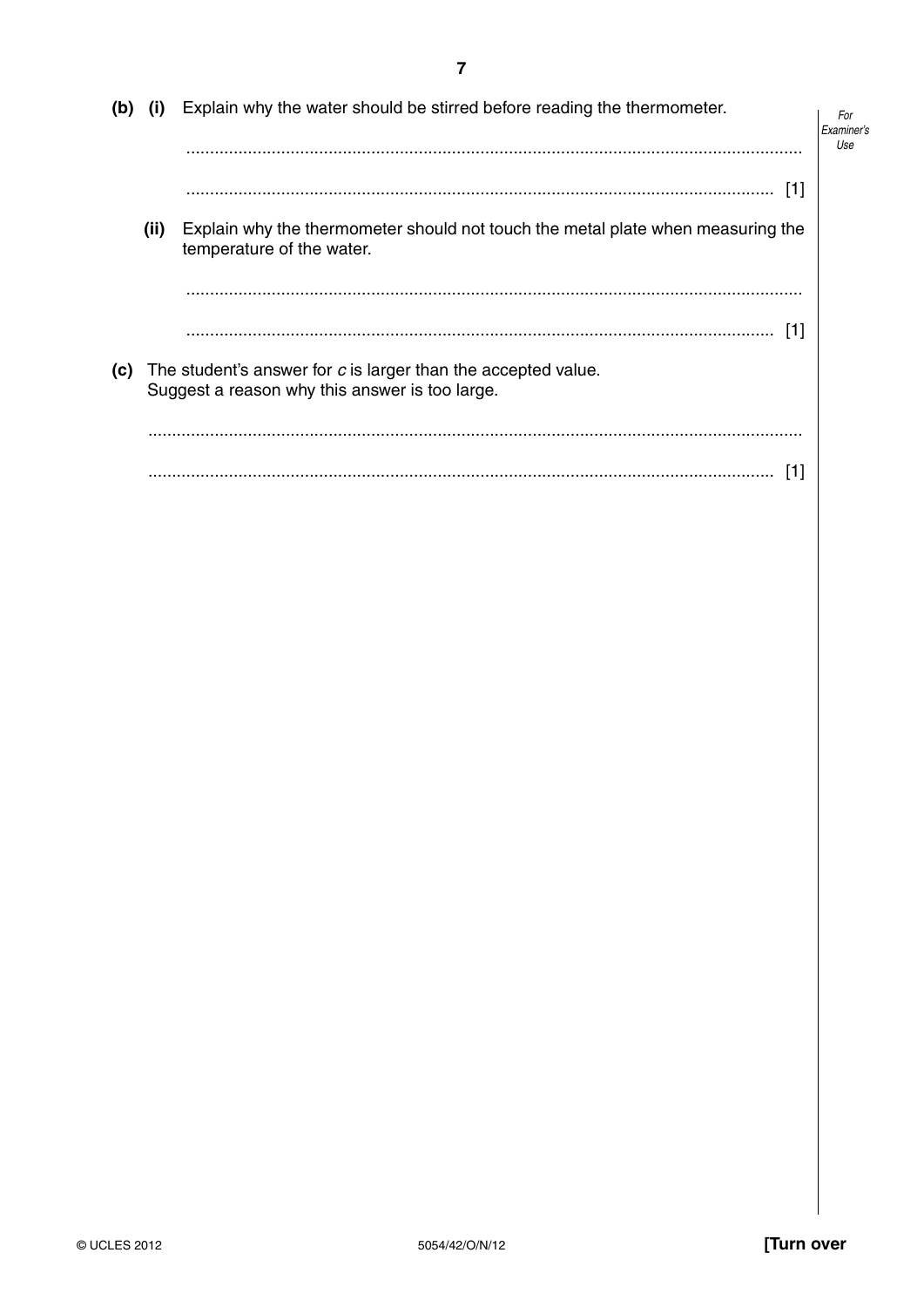**(b) (i)** Explain why the water should be stirred before reading the thermometer.

.......................................................................................................................................

....................................................................................................................................... [1]

**(ii)** Explain why the thermometer should not touch the metal plate when measuring the temperature of the water.

.......................................................................................................................................

....................................................................................................................................... [1]

**(c)** The student's answer for $c$ is larger than the accepted value.
Suggest a reason why this answer is too large.

.......................................................................................................................................

....................................................................................................................................... [1]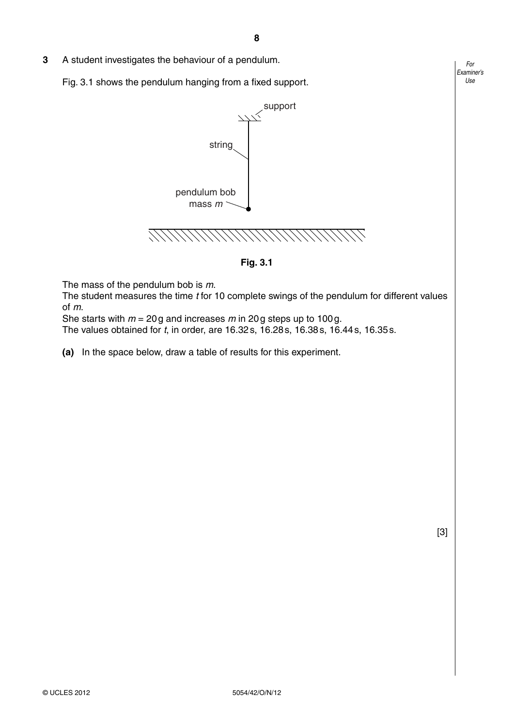**3** A student investigates the behaviour of a pendulum.

Fig. 3.1 shows the pendulum hanging from a fixed support.

**Fig. 3.1**

The mass of the pendulum bob is $m$.
The student measures the time $t$ for 10 complete swings of the pendulum for different values of $m$.
She starts with $m$ = 20 g and increases $m$ in 20 g steps up to 100 g.
The values obtained for $t$, in order, are 16.32 s, 16.28 s, 16.38 s, 16.44 s, 16.35 s.

**(a)** In the space below, draw a table of results for this experiment.

[3]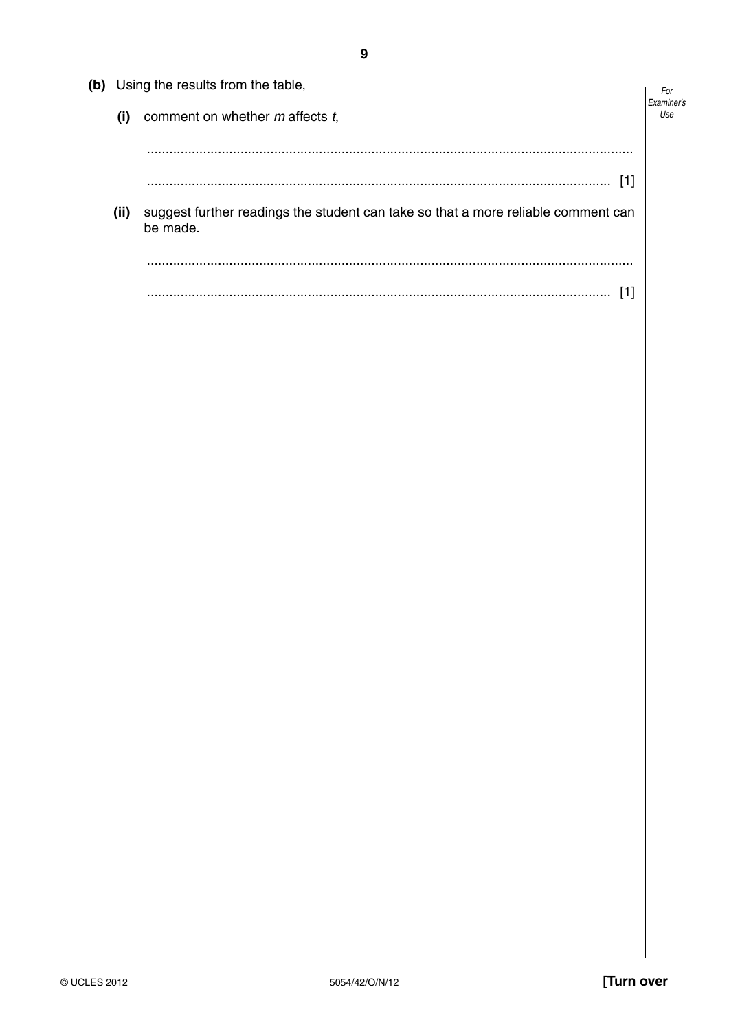**(b)** Using the results from the table,

**(i)** comment on whether $m$ affects $t$,

..........................................................................................................................

.................................................................................................................... [1]

**(ii)** suggest further readings the student can take so that a more reliable comment can be made.

..........................................................................................................................

.................................................................................................................... [1]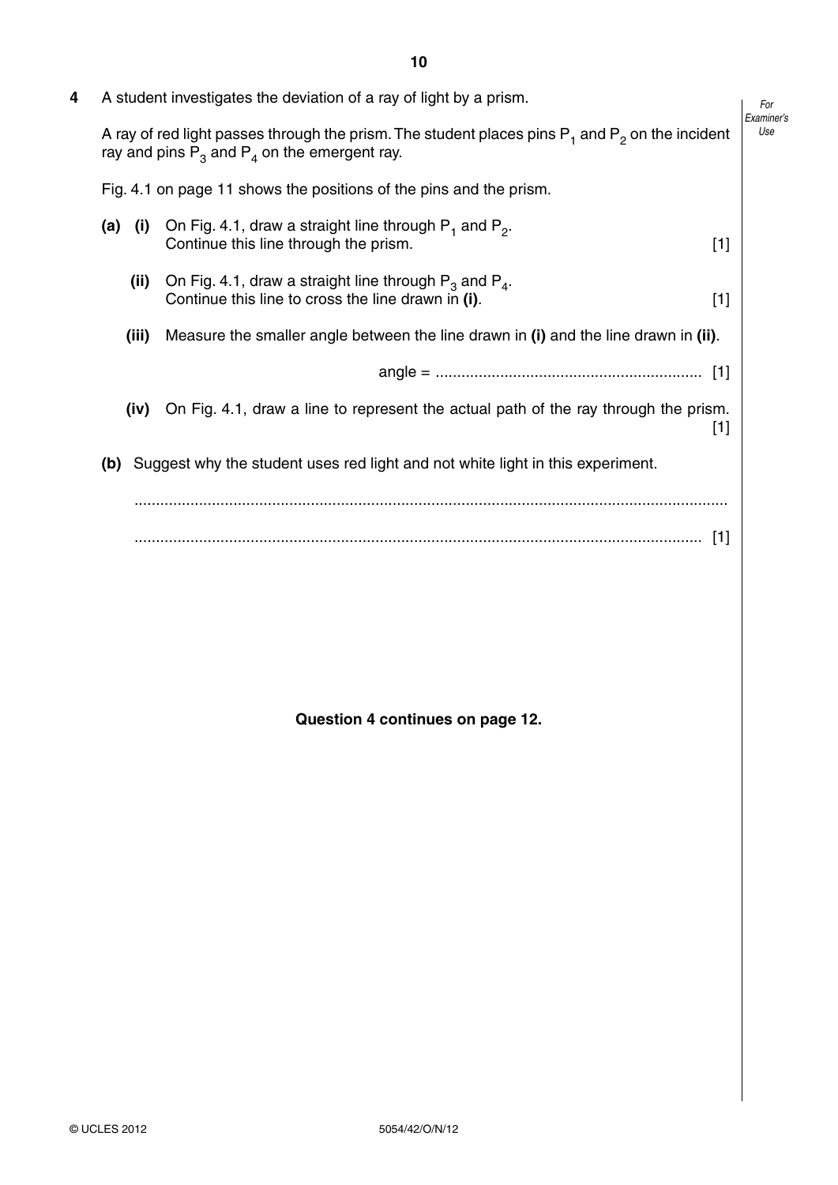**4** A student investigates the deviation of a ray of light by a prism.

A ray of red light passes through the prism. The student places pins $P_1$ and $P_2$ on the incident ray and pins $P_3$ and $P_4$ on the emergent ray.

Fig. 4.1 on page 11 shows the positions of the pins and the prism.

**(a) (i)** On Fig. 4.1, draw a straight line through $P_1$ and $P_2$.
Continue this line through the prism. [1]

**(ii)** On Fig. 4.1, draw a straight line through $P_3$ and $P_4$.
Continue this line to cross the line drawn in **(i)**. [1]

**(iii)** Measure the smaller angle between the line drawn in **(i)** and the line drawn in **(ii)**.

angle = .............................................................. [1]

**(iv)** On Fig. 4.1, draw a line to represent the actual path of the ray through the prism. [1]

**(b)** Suggest why the student uses red light and not white light in this experiment.

..........................................................................................................................................

.................................................................................................................................. [1]

**Question 4 continues on page 12.**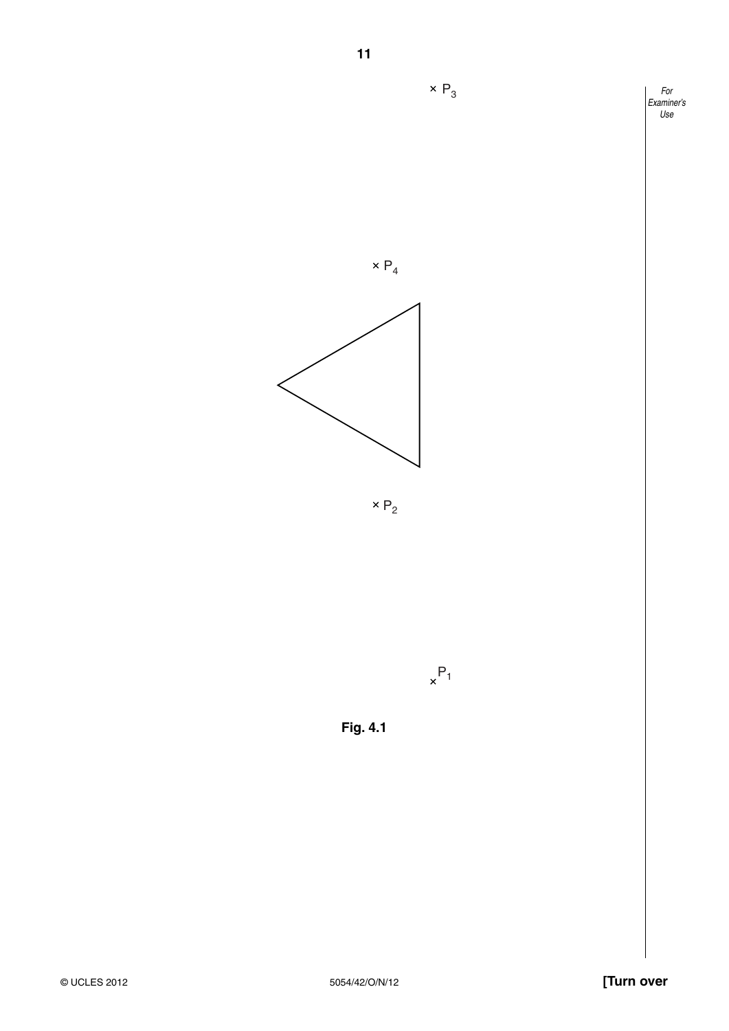× $P_3$

× $P_4$

× $P_2$

× $P_1$

**Fig. 4.1**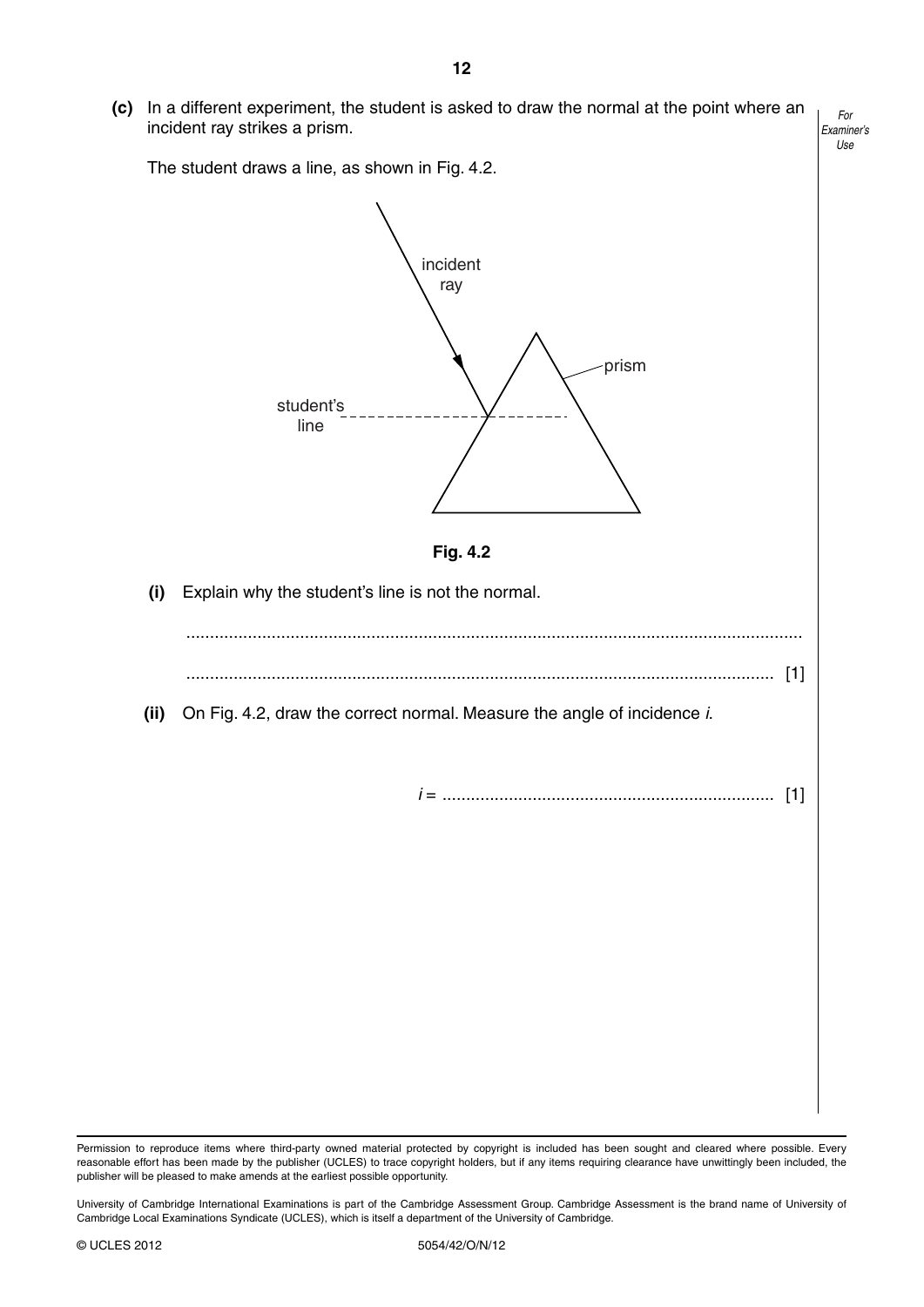**(c)** In a different experiment, the student is asked to draw the normal at the point where an incident ray strikes a prism.

The student draws a line, as shown in Fig. 4.2.

incident ray

prism

student's line

**Fig. 4.2**

**(i)** Explain why the student's line is not the normal.

..................................................................................................................................

.......................................................................................................................... [1]

**(ii)** On Fig. 4.2, draw the correct normal. Measure the angle of incidence *i*.

*i* = ..................................................................... [1]

Permission to reproduce items where third-party owned material protected by copyright is included has been sought and cleared where possible. Every reasonable effort has been made by the publisher (UCLES) to trace copyright holders, but if any items requiring clearance have unwittingly been included, the publisher will be pleased to make amends at the earliest possible opportunity.

University of Cambridge International Examinations is part of the Cambridge Assessment Group. Cambridge Assessment is the brand name of University of Cambridge Local Examinations Syndicate (UCLES), which is itself a department of the University of Cambridge.